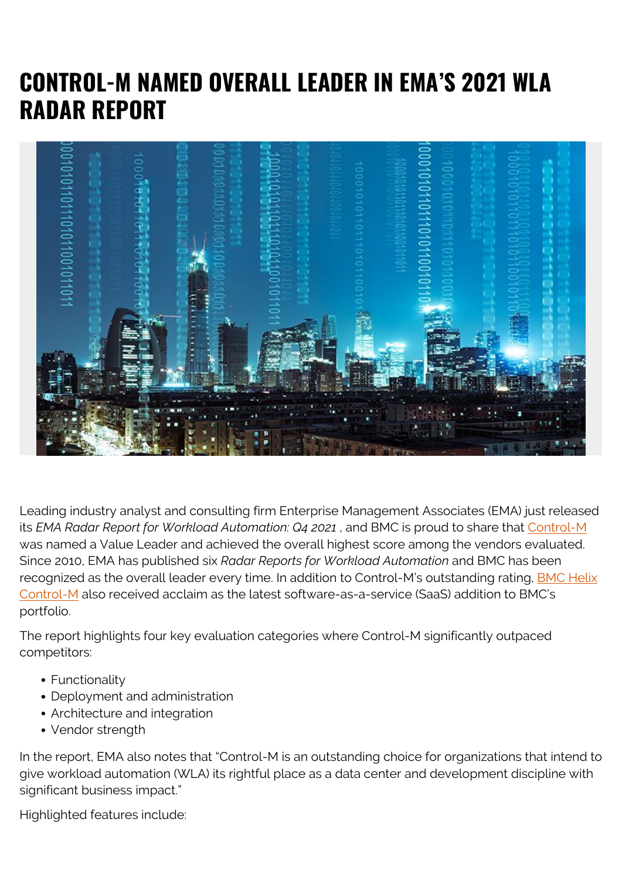# CONTROL-M NAMED OVERALL LEADER IN EMA'S 2021 WLA RADAR REPORT

Leading industry analyst and consulting firm Enterprise Management Associates (EMA) just released its *EMA Radar Report for Workload Automation: Q4 2021* , and BMC is proud to share that Control-M was named a Value Leader and achieved the overall highest score among the vendors evaluated. Since 2010, EMA has published six *Radar Reports for Workload Automation* and BMC has been recognized as the overall leader every time. In addition to Control-M's outstanding rating, BMC Helix Control-M also received acclaim as the latest software-as-a-service (SaaS) addition to BMC's portfolio.

The report highlights four key evaluation categories where Control-M significantly outpaced competitors:

- Functionality
- Deployment and administration
- Architecture and integration
- Vendor strength

In the report, EMA also notes that "Control-M is an outstanding choice for organizations that intend to give workload automation (WLA) its rightful place as a data center and development discipline with significant business impact."

Highlighted features include: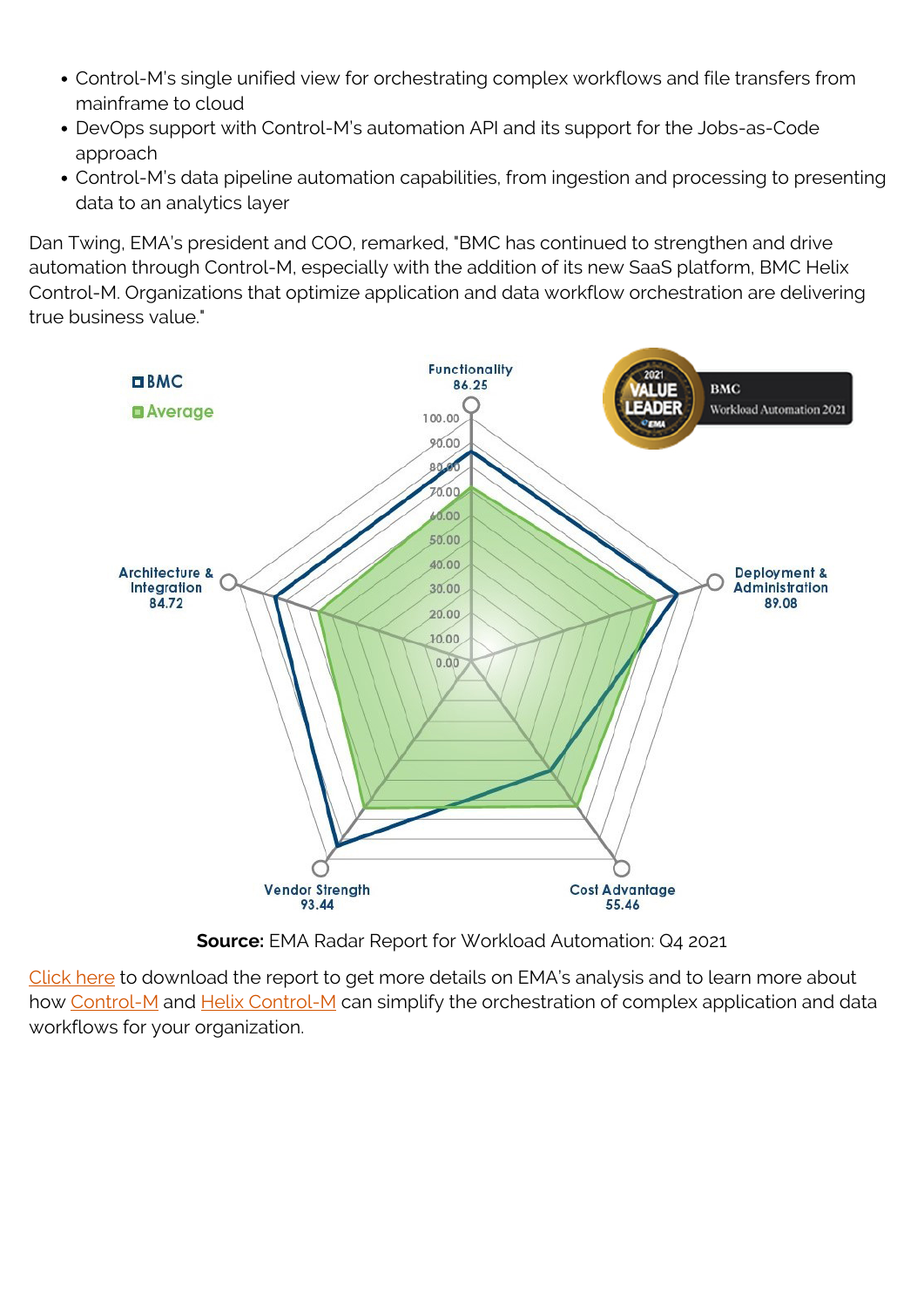- Control-M's single unified view for orchestrating complex workflows and file transfers from mainframe to cloud
- DevOps support with Control-M's automation API and its support for the Jobs-as-Code approach
- Control-M's data pipeline automation capabilities, from ingestion and processing to presenting data to an analytics layer

Dan Twing, EMA's president and COO, remarked, "BMC has continued to strengthen and drive automation through Control-M, especially with the addition of its new SaaS platform, BMC Helix Control-M. Organizations that optimize application and data workflow orchestration are delivering true business value."

BMC
Average

Functionality
86.25

Deployment & Administration
89.08

Cost Advantage
55.46

Vendor Strength
93.44

Architecture & Integration
84.72

100.00
90.00
80.00
70.00
60.00
50.00
40.00
30.00
20.00
10.00
0.00

2021 VALUE LEADER EMA

BMC
Workload Automation 2021

**Source:** EMA Radar Report for Workload Automation: Q4 2021

Click here to download the report to get more details on EMA's analysis and to learn more about how Control-M and Helix Control-M can simplify the orchestration of complex application and data workflows for your organization.